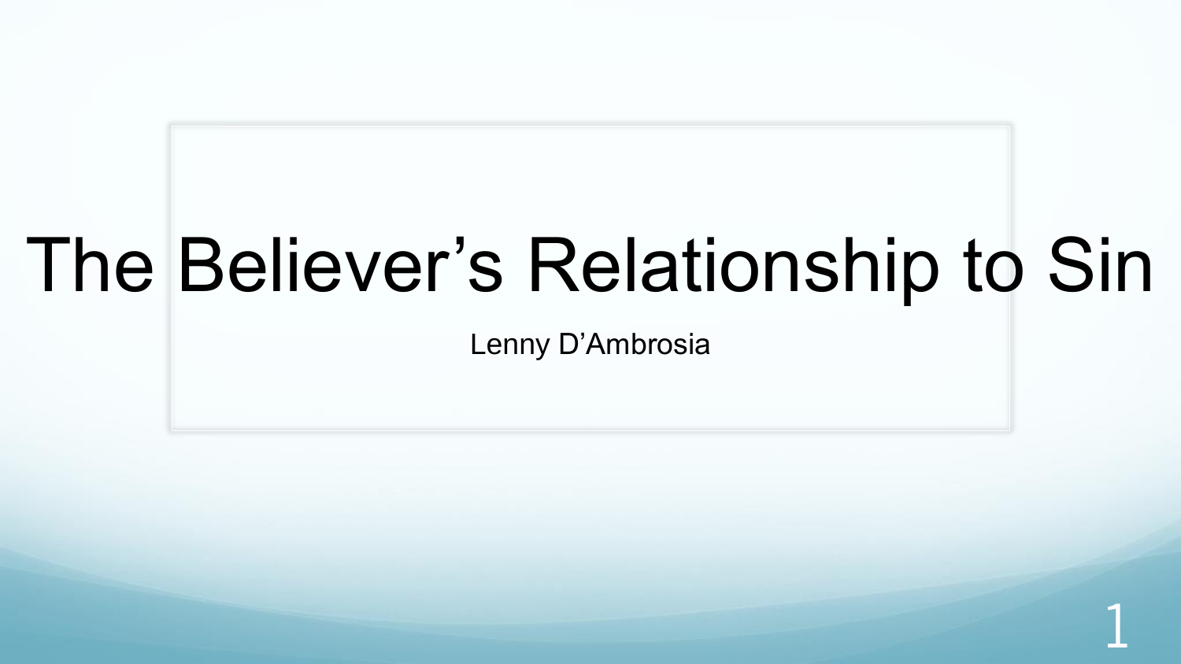# The Believer’s Relationship to Sin

Lenny D’Ambrosia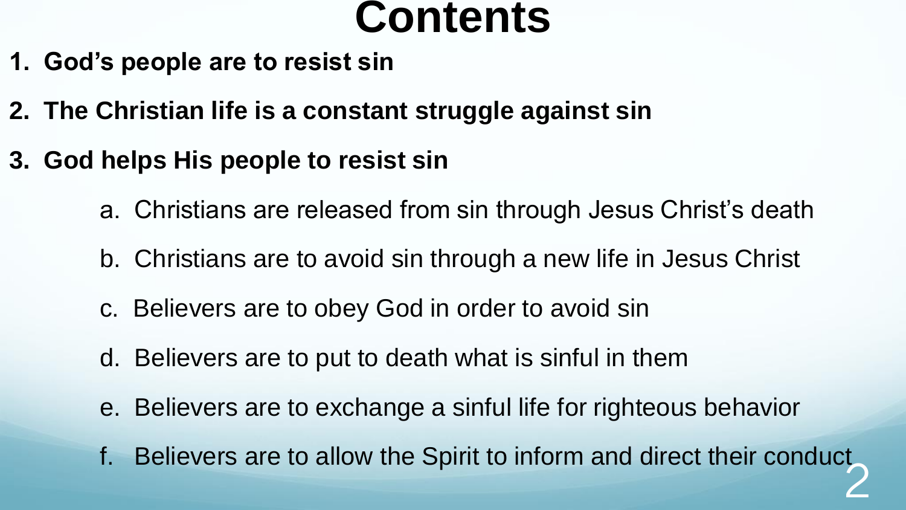# Contents

1. **God's people are to resist sin**
2. **The Christian life is a constant struggle against sin**
3. **God helps His people to resist sin**
    a. Christians are released from sin through Jesus Christ's death
    b. Christians are to avoid sin through a new life in Jesus Christ
    c. Believers are to obey God in order to avoid sin
    d. Believers are to put to death what is sinful in them
    e. Believers are to exchange a sinful life for righteous behavior
    f. Believers are to allow the Spirit to inform and direct their conduct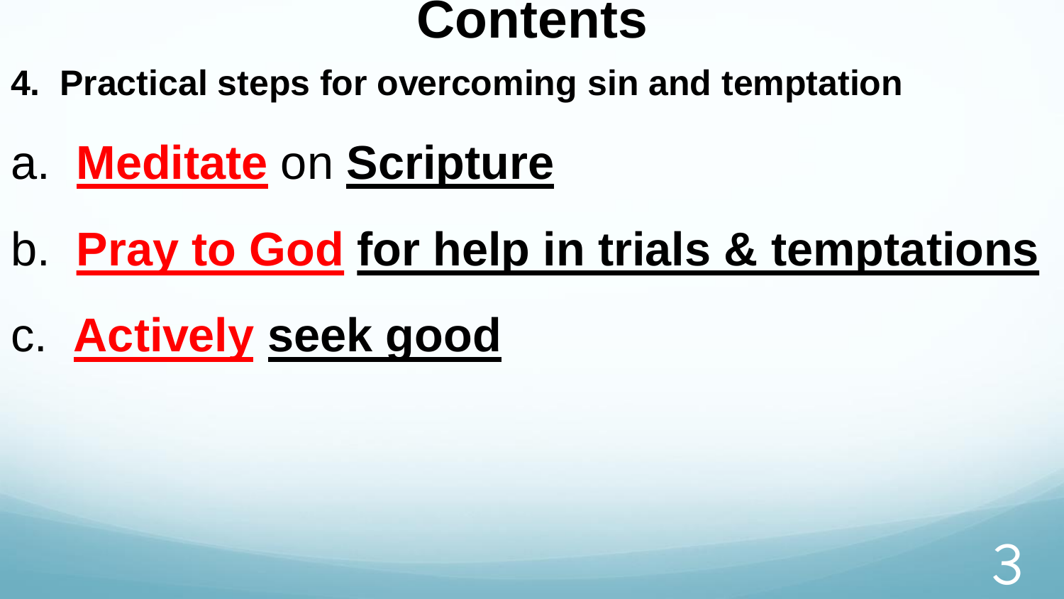# Contents

**4. Practical steps for overcoming sin and temptation**

a. **Meditate** on **Scripture**

b. **Pray to God** **for help in trials & temptations**

c. **Actively** **seek good**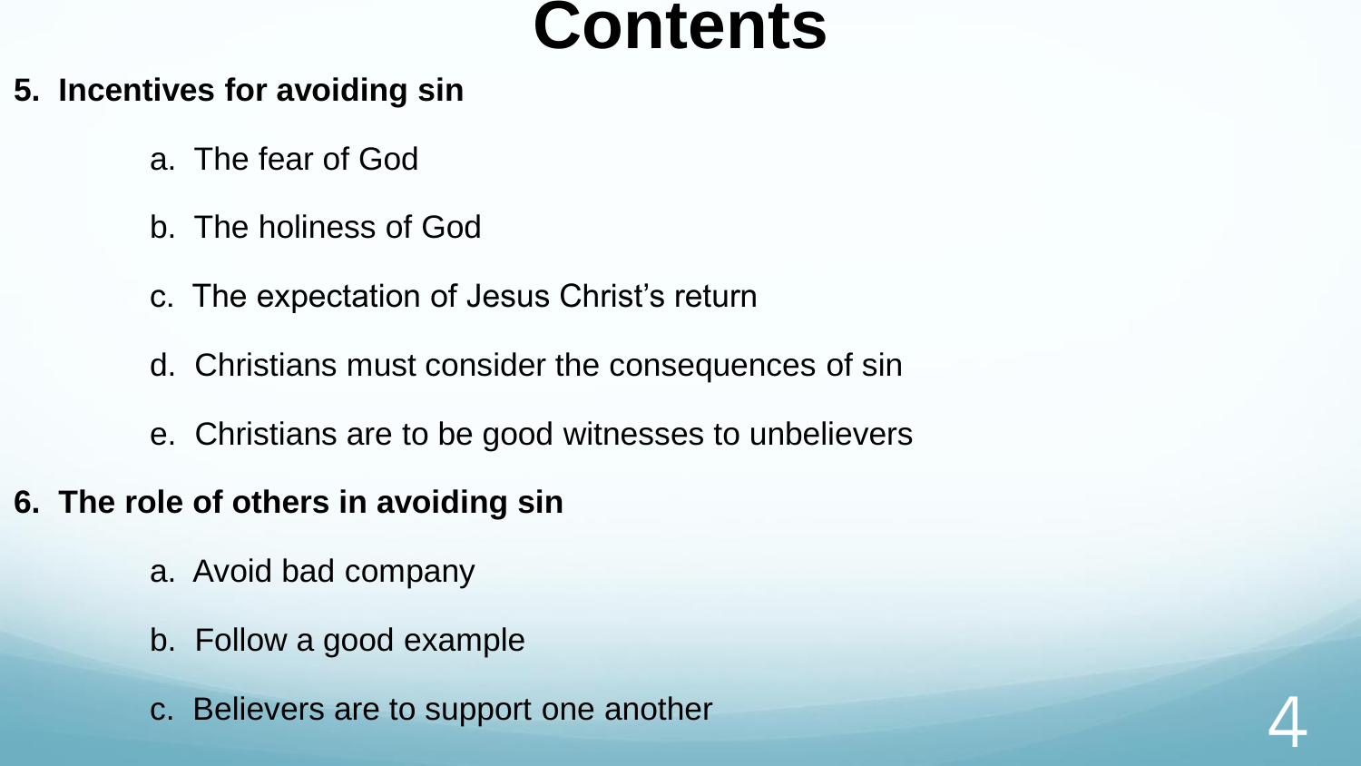# Contents

**5. Incentives for avoiding sin**

   a. The fear of God

   b. The holiness of God

   c. The expectation of Jesus Christ's return

   d. Christians must consider the consequences of sin

   e. Christians are to be good witnesses to unbelievers

**6. The role of others in avoiding sin**

   a. Avoid bad company

   b. Follow a good example

   c. Believers are to support one another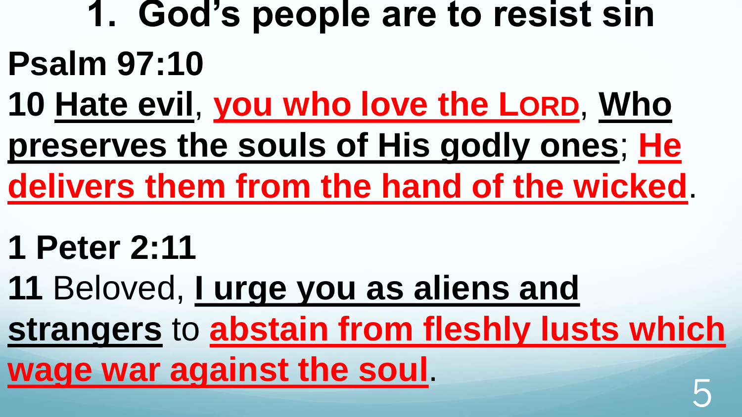# 1. God's people are to resist sin

**Psalm 97:10**

**10 Hate evil, you who love the LORD, Who preserves the souls of His godly ones; He delivers them from the hand of the wicked.**

**1 Peter 2:11**

**11** Beloved, **I urge you as aliens and strangers** to **abstain from fleshly lusts which wage war against the soul**.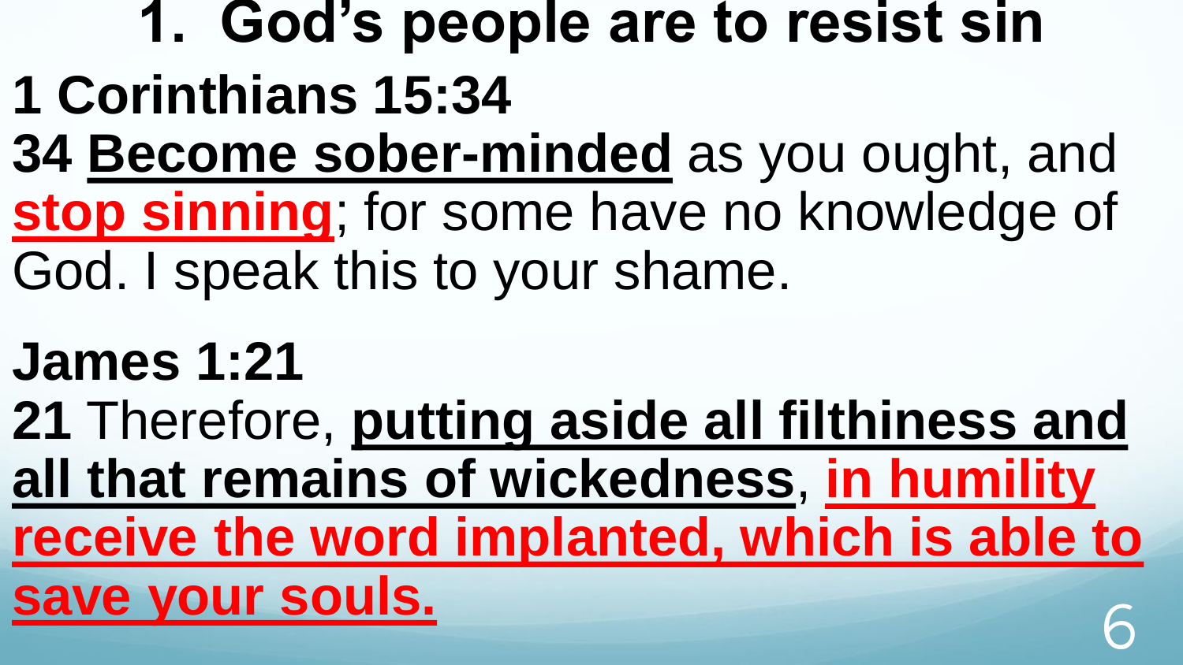# 1. God's people are to resist sin

**1 Corinthians 15:34**

**34** **Become sober-minded** as you ought, and **stop sinning**; for some have no knowledge of God. I speak this to your shame.

**James 1:21**

**21** Therefore, **putting aside all filthiness and all that remains of wickedness**, **in humility receive the word implanted, which is able to save your souls.**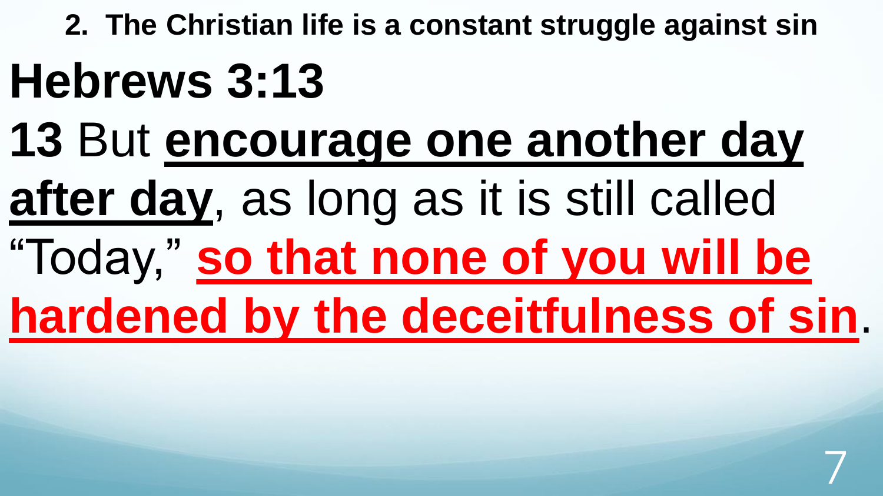**2. The Christian life is a constant struggle against sin**

# Hebrews 3:13

**13** But **encourage one another day after day**, as long as it is still called "Today," **so that none of you will be hardened by the deceitfulness of sin**.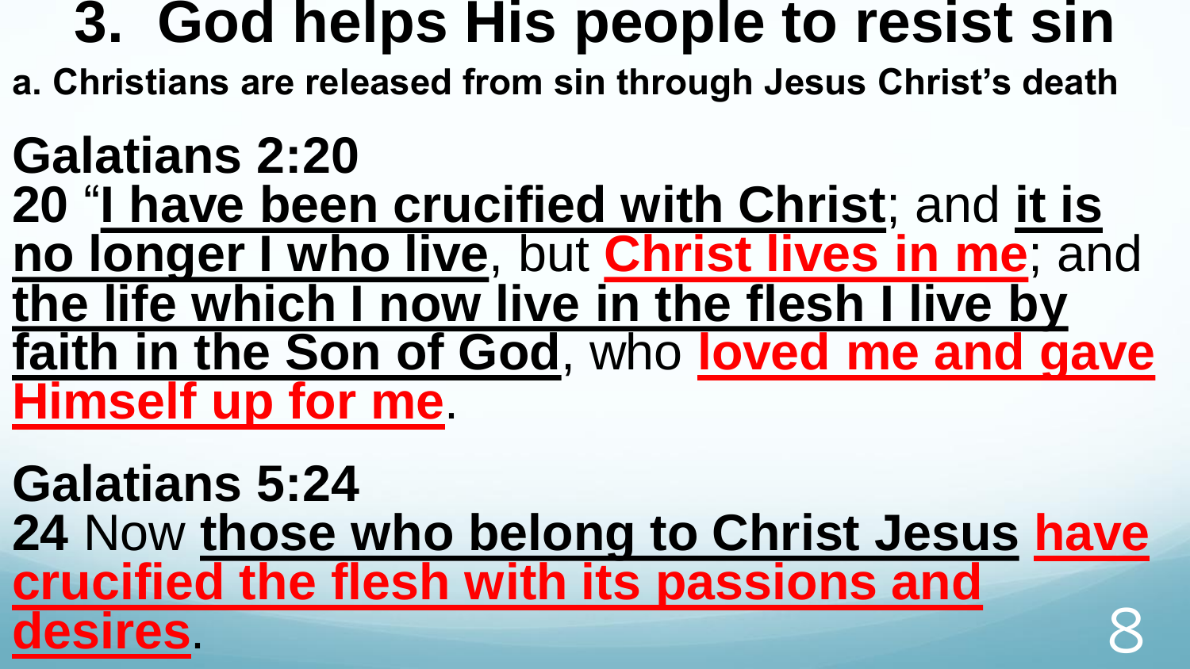# 3. God helps His people to resist sin

**a. Christians are released from sin through Jesus Christ's death**

**Galatians 2:20**

**20** "**I have been crucified with Christ**; and **it is no longer I who live**, but **Christ lives in me**; and **the life which I now live in the flesh I live by faith in the Son of God**, who **loved me and gave Himself up for me**.

**Galatians 5:24**

**24** Now **those who belong to Christ Jesus** **have crucified the flesh with its passions and desires**.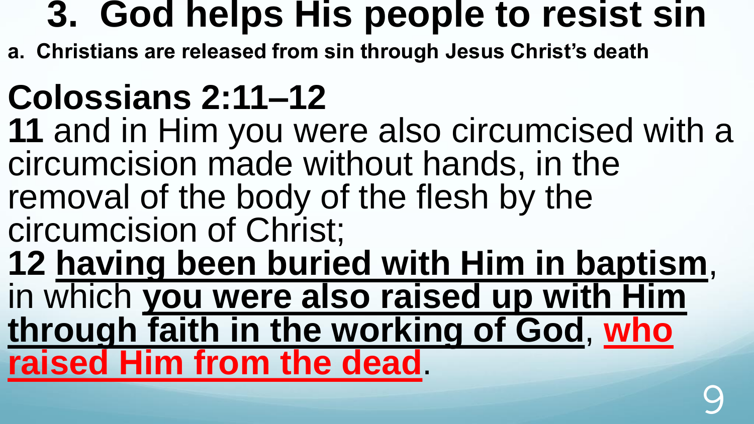# 3. God helps His people to resist sin

**a. Christians are released from sin through Jesus Christ's death**

## Colossians 2:11–12

**11** and in Him you were also circumcised with a circumcision made without hands, in the removal of the body of the flesh by the circumcision of Christ;

**12** **having been buried with Him in baptism**, in which **you were also raised up with Him through faith in the working of God**, **who raised Him from the dead**.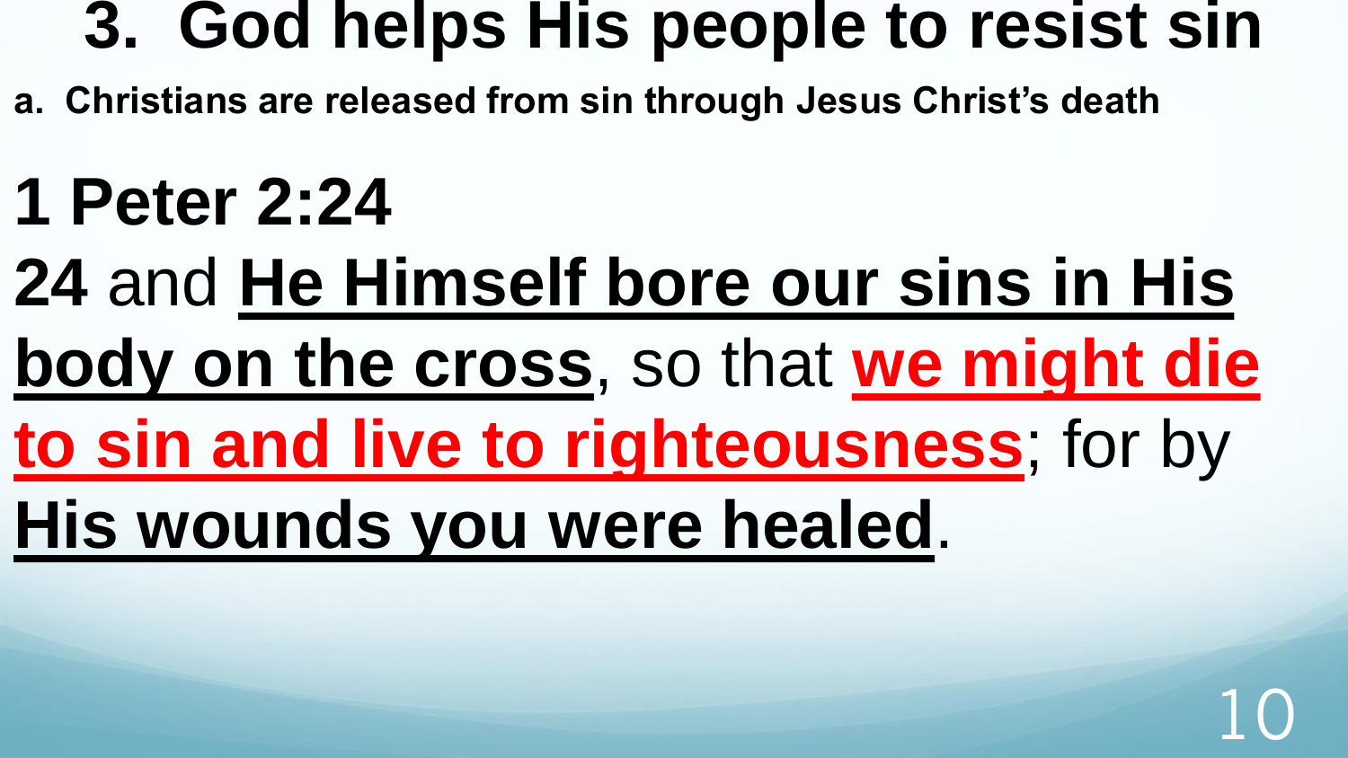# 3. God helps His people to resist sin

**a. Christians are released from sin through Jesus Christ's death**

## 1 Peter 2:24

**24** and **He Himself bore our sins in His body on the cross**, so that **we might die to sin and live to righteousness**; for by **His wounds you were healed**.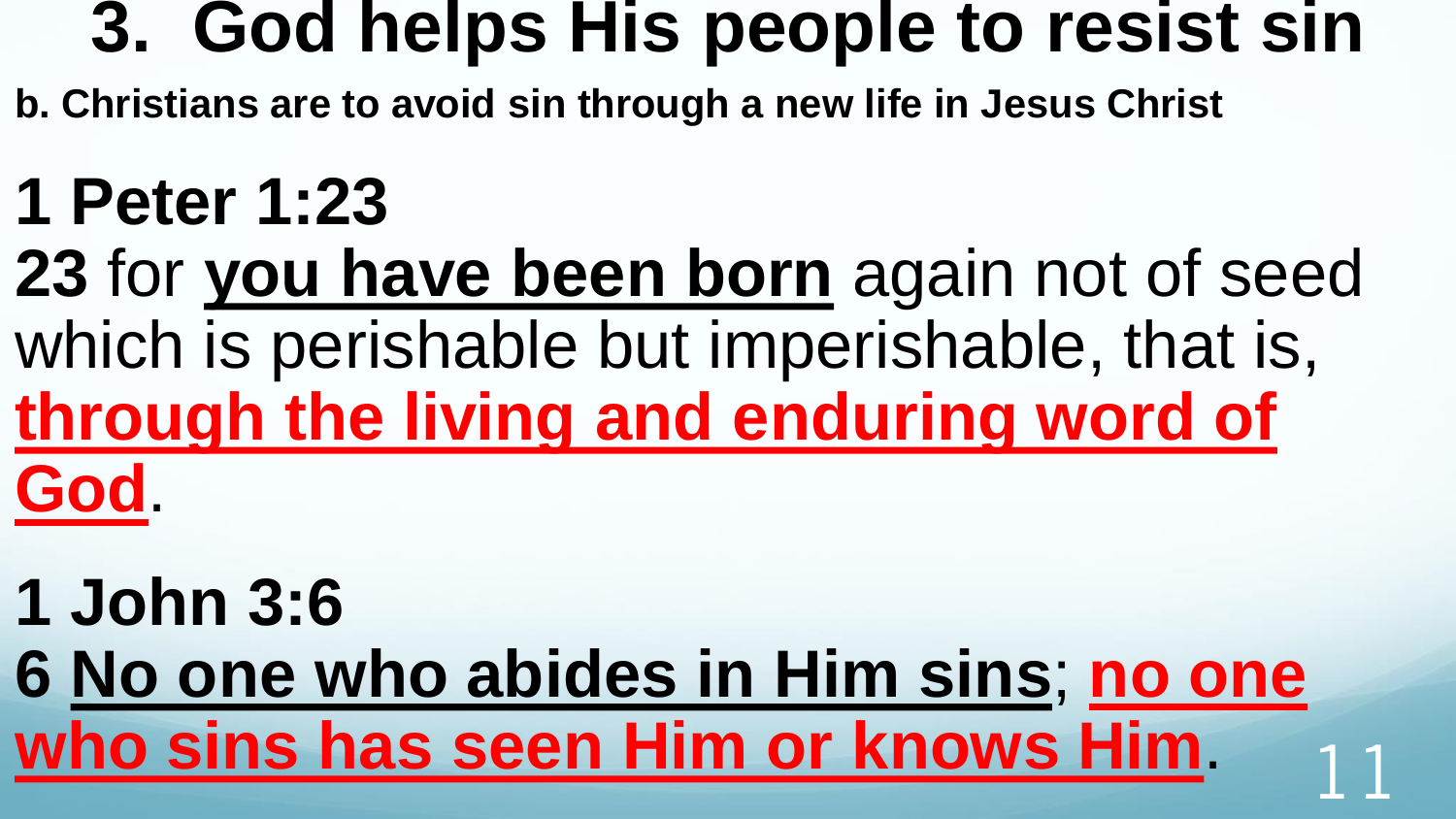# 3. God helps His people to resist sin

**b. Christians are to avoid sin through a new life in Jesus Christ**

**1 Peter 1:23**

**23** for **you have been born** again not of seed which is perishable but imperishable, that is, **through the living and enduring word of God**.

**1 John 3:6**

**6 No one who abides in Him sins**; **no one who sins has seen Him or knows Him**.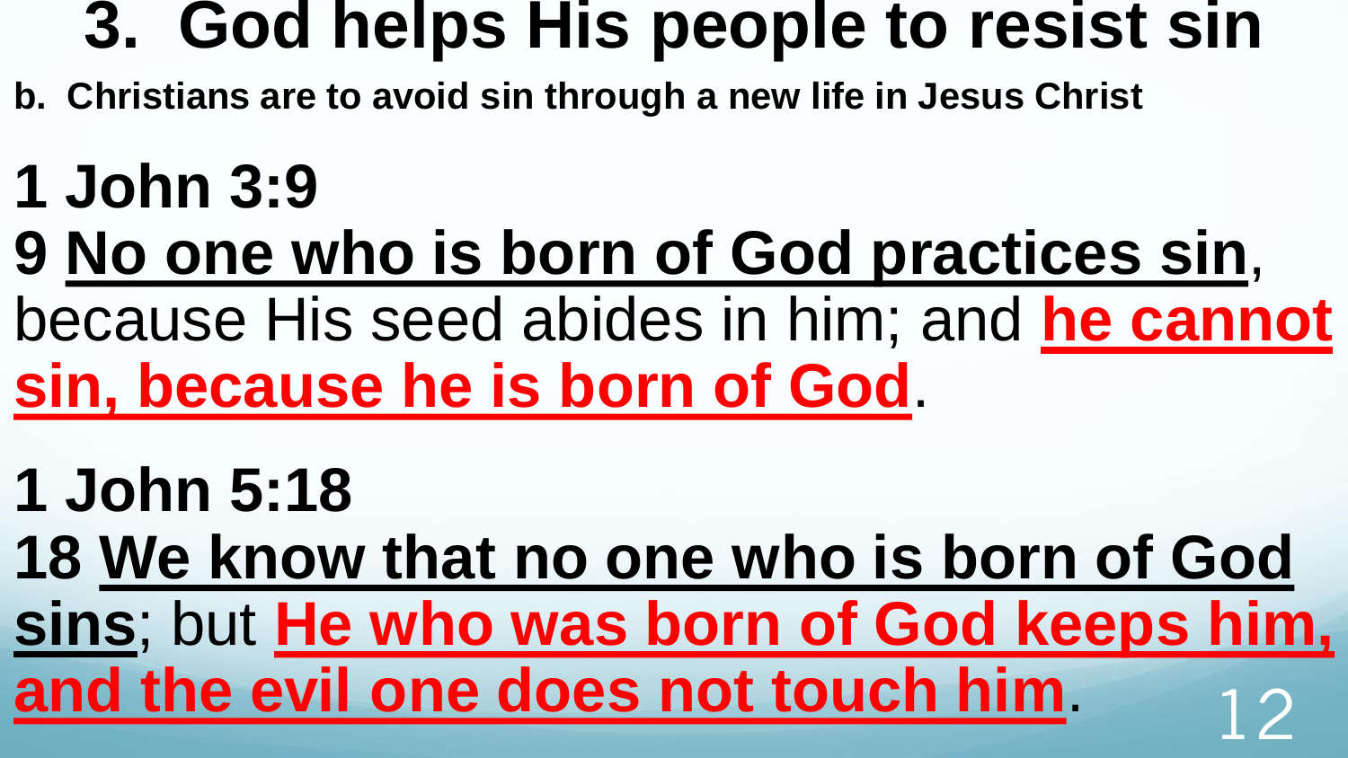# 3. God helps His people to resist sin

**b. Christians are to avoid sin through a new life in Jesus Christ**

**1 John 3:9**

**9 No one who is born of God practices sin**, because His seed abides in him; and **he cannot sin, because he is born of God**.

**1 John 5:18**

**18 We know that no one who is born of God sins**; but **He who was born of God keeps him, and the evil one does not touch him**.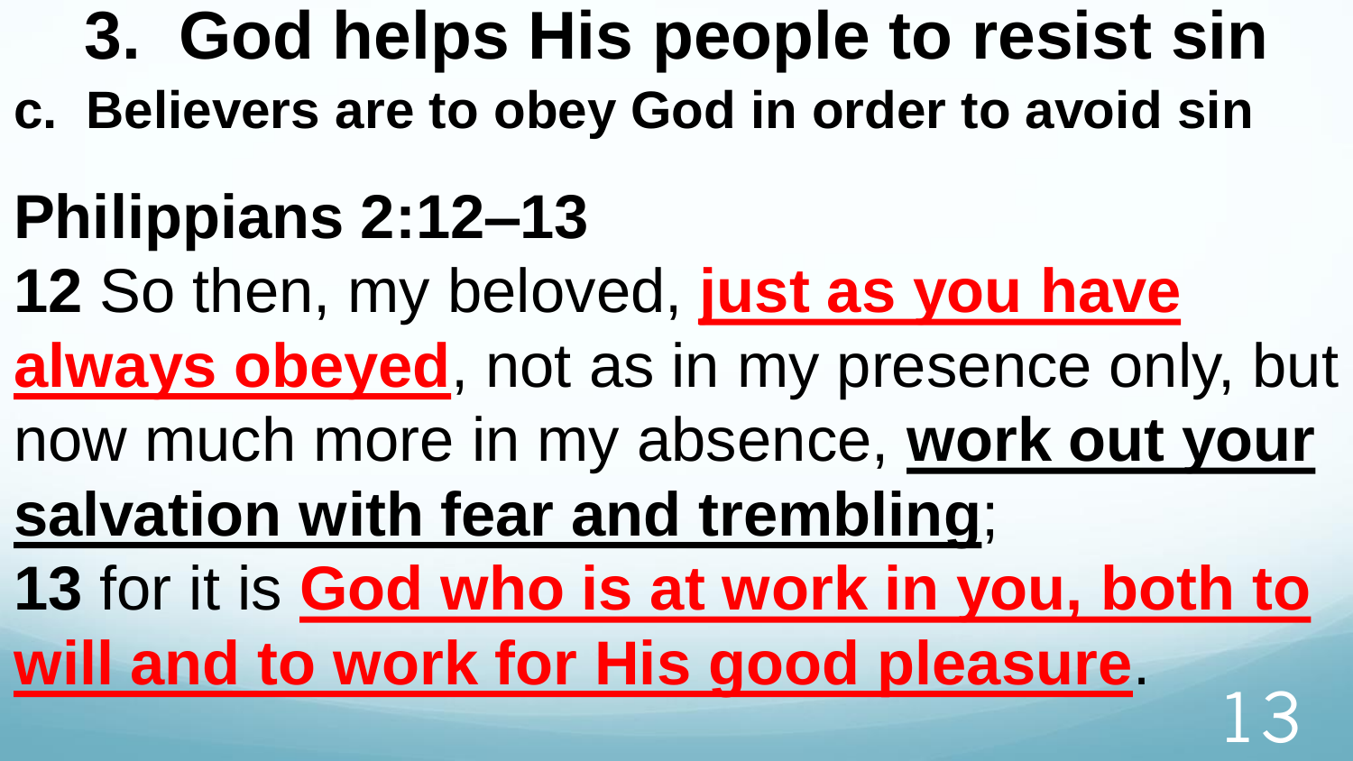# 3. God helps His people to resist sin

**c. Believers are to obey God in order to avoid sin**

## Philippians 2:12–13

**12** So then, my beloved, **just as you have always obeyed**, not as in my presence only, but now much more in my absence, **work out your salvation with fear and trembling**;

**13** for it is **God who is at work in you, both to will and to work for His good pleasure**.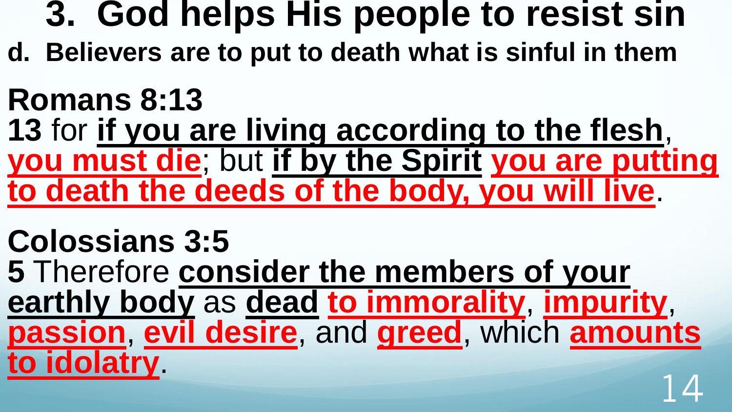# 3. God helps His people to resist sin

**d. Believers are to put to death what is sinful in them**

**Romans 8:13**

**13** for **if you are living according to the flesh**, **you must die**; but **if by the Spirit** **you are putting to death the deeds of the body, you will live**.

**Colossians 3:5**

**5** Therefore **consider the members of your earthly body** as **dead** **to immorality**, **impurity**, **passion**, **evil desire**, and **greed**, which **amounts to idolatry**.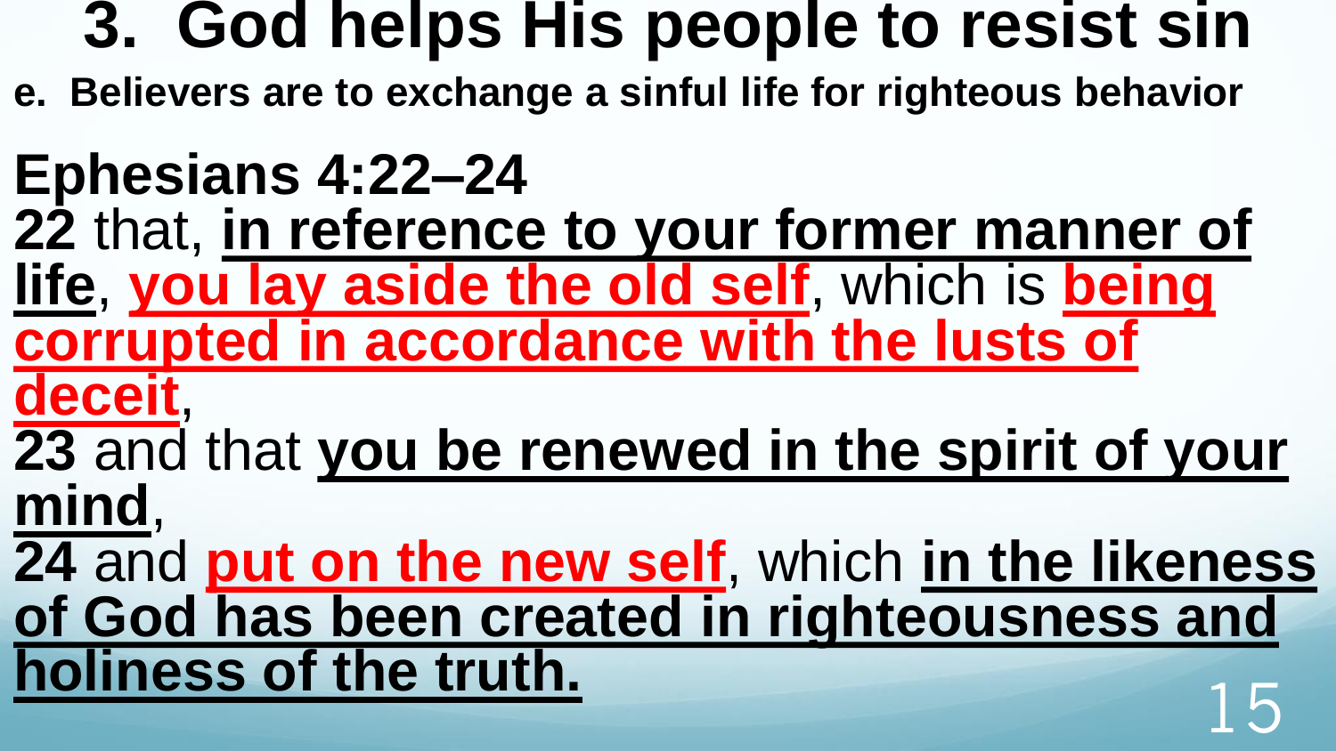# 3. God helps His people to resist sin

**e. Believers are to exchange a sinful life for righteous behavior**

**Ephesians 4:22–24**

**22** that, **in reference to your former manner of life**, **you lay aside the old self**, which is **being corrupted in accordance with the lusts of deceit**,

**23** and that **you be renewed in the spirit of your mind**,

**24** and **put on the new self**, which **in the likeness of God has been created in righteousness and holiness of the truth.**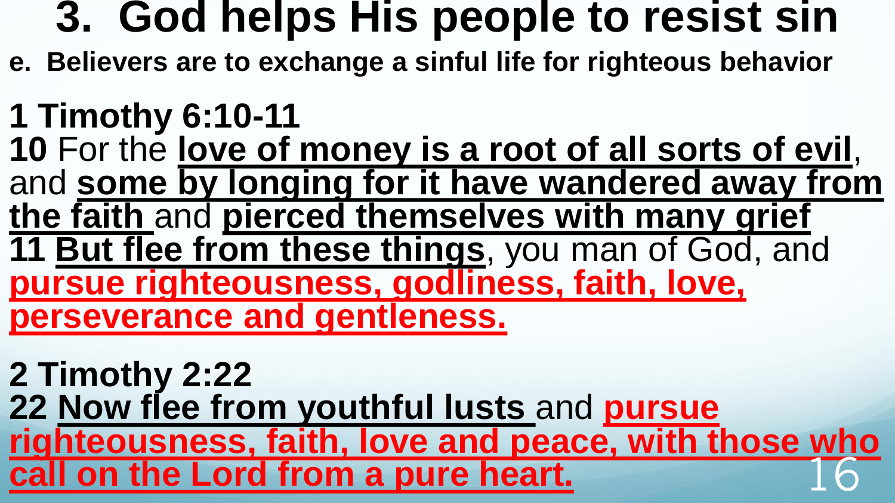# 3. God helps His people to resist sin

**e. Believers are to exchange a sinful life for righteous behavior**

**1 Timothy 6:10-11**

**10** For the **love of money is a root of all sorts of evil**, and **some by longing for it have wandered away from the faith** and **pierced themselves with many grief**

**11 But flee from these things**, you man of God, and **pursue righteousness, godliness, faith, love, perseverance and gentleness.**

**2 Timothy 2:22**

**22 Now flee from youthful lusts** and **pursue righteousness, faith, love and peace, with those who call on the Lord from a pure heart.**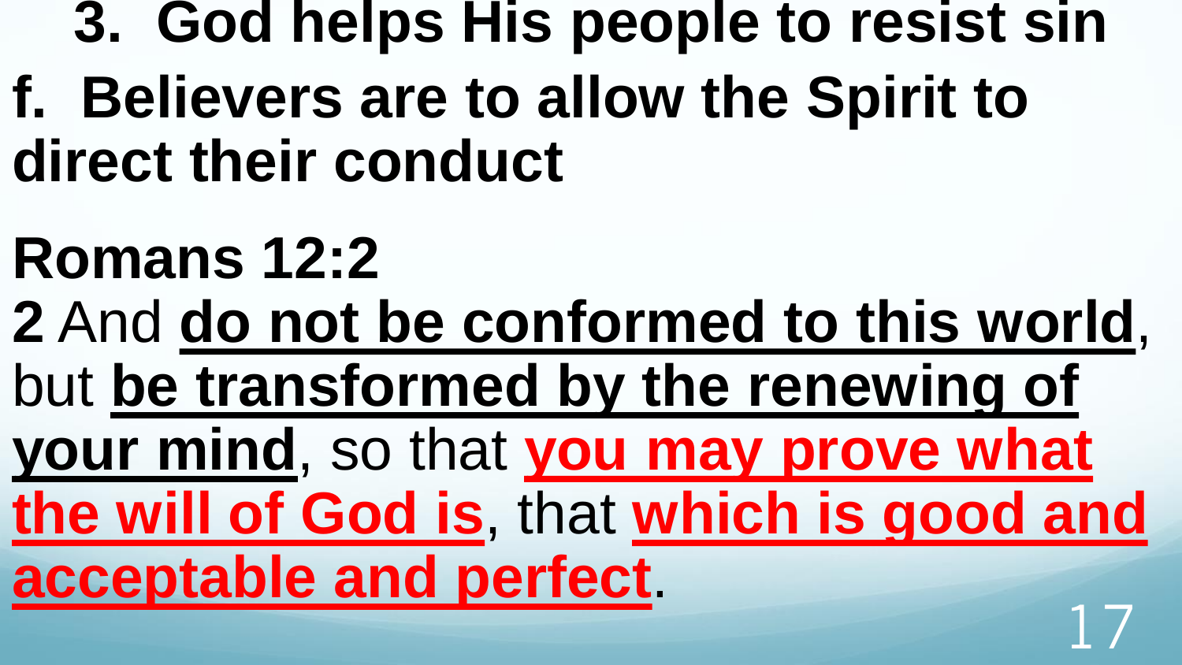## 3. God helps His people to resist sin

### f. Believers are to allow the Spirit to direct their conduct

**Romans 12:2**

**2** And **do not be conformed to this world**, but **be transformed by the renewing of your mind**, so that **you may prove what the will of God is**, that **which is good and acceptable and perfect**.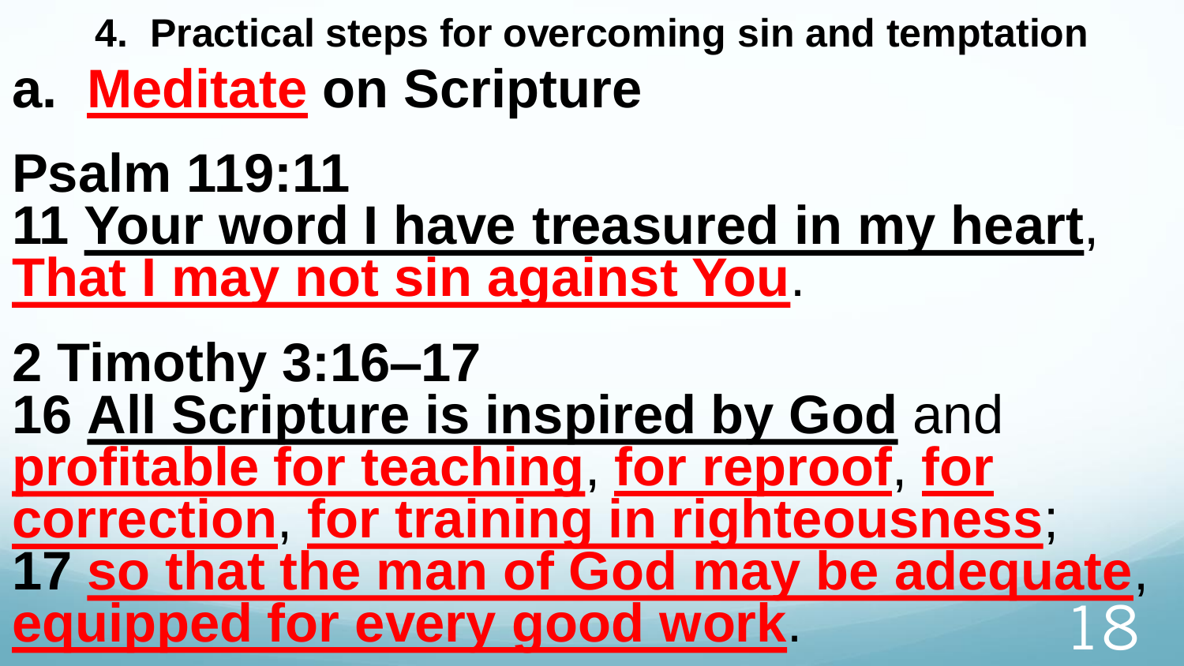## 4. Practical steps for overcoming sin and temptation

### a. Meditate on Scripture

**Psalm 119:11**

**11 Your word I have treasured in my heart, That I may not sin against You.**

**2 Timothy 3:16–17**

**16 All Scripture is inspired by God** and **profitable for teaching, for reproof, for correction, for training in righteousness;**
**17 so that the man of God may be adequate, equipped for every good work.**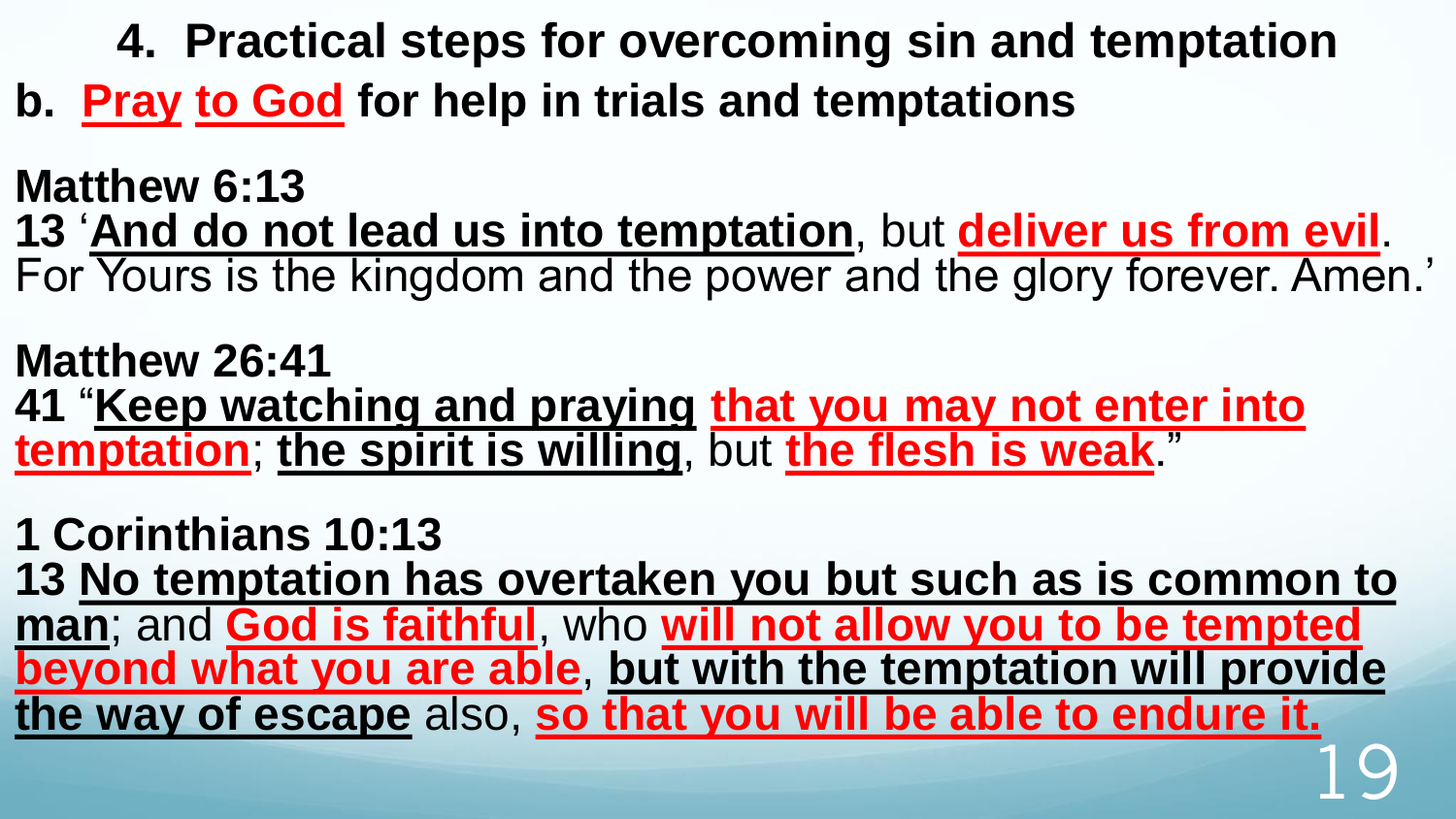## 4. Practical steps for overcoming sin and temptation

### b. Pray to God for help in trials and temptations

**Matthew 6:13**
**13** '**And do not lead us into temptation**, but **deliver us from evil**. For Yours is the kingdom and the power and the glory forever. Amen.'

**Matthew 26:41**
**41** "**Keep watching and praying** **that you may not enter into temptation**; **the spirit is willing**, but **the flesh is weak**."

**1 Corinthians 10:13**
**13** **No temptation has overtaken you but such as is common to man**; and **God is faithful**, who **will not allow you to be tempted beyond what you are able**, **but with the temptation will provide the way of escape** also, **so that you will be able to endure it.**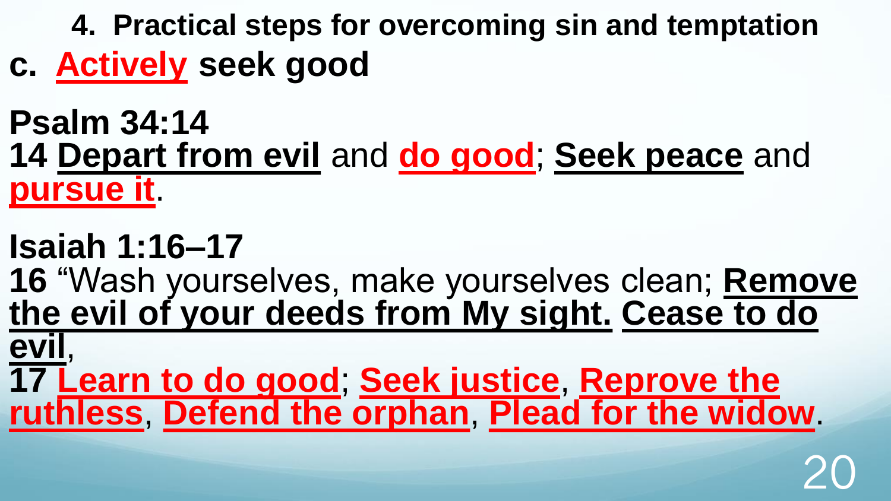## 4. Practical steps for overcoming sin and temptation

### c. Actively seek good

**Psalm 34:14**

**14 Depart from evil** and **do good**; **Seek peace** and **pursue it**.

**Isaiah 1:16–17**

**16** “Wash yourselves, make yourselves clean; **Remove the evil of your deeds from My sight. Cease to do evil**,

**17 Learn to do good**; **Seek justice**, **Reprove the ruthless**, **Defend the orphan**, **Plead for the widow**.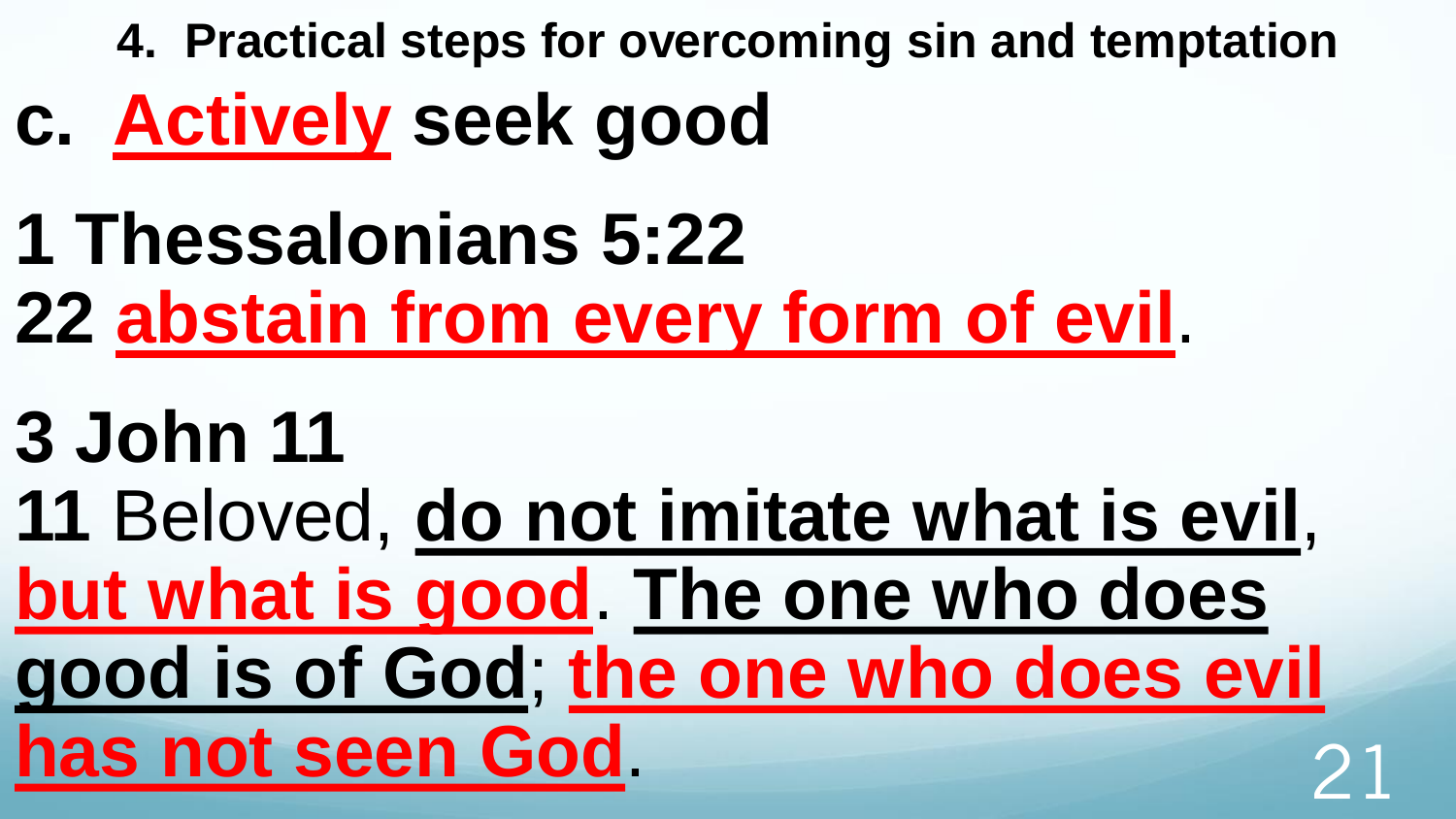**4. Practical steps for overcoming sin and temptation**

# c. Actively seek good

## 1 Thessalonians 5:22

**22 abstain from every form of evil**.

## 3 John 11

**11** Beloved, **do not imitate what is evil**, **but what is good**. **The one who does good is of God**; **the one who does evil has not seen God**.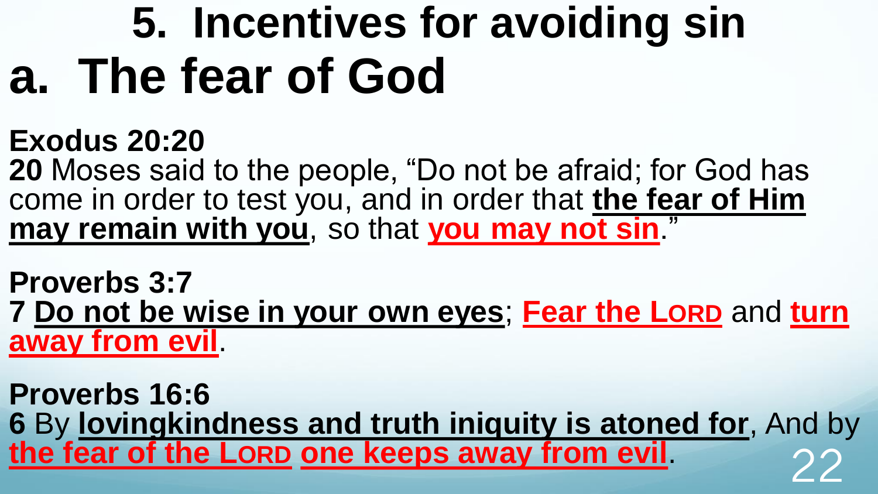# 5. Incentives for avoiding sin

# a. The fear of God

**Exodus 20:20**
**20** Moses said to the people, “Do not be afraid; for God has come in order to test you, and in order that **the fear of Him may remain with you**, so that **you may not sin**.”

**Proverbs 3:7**
**7 Do not be wise in your own eyes**; **Fear the LORD** and **turn away from evil**.

**Proverbs 16:6**
**6** By **lovingkindness and truth iniquity is atoned for**, And by **the fear of the LORD one keeps away from evil**.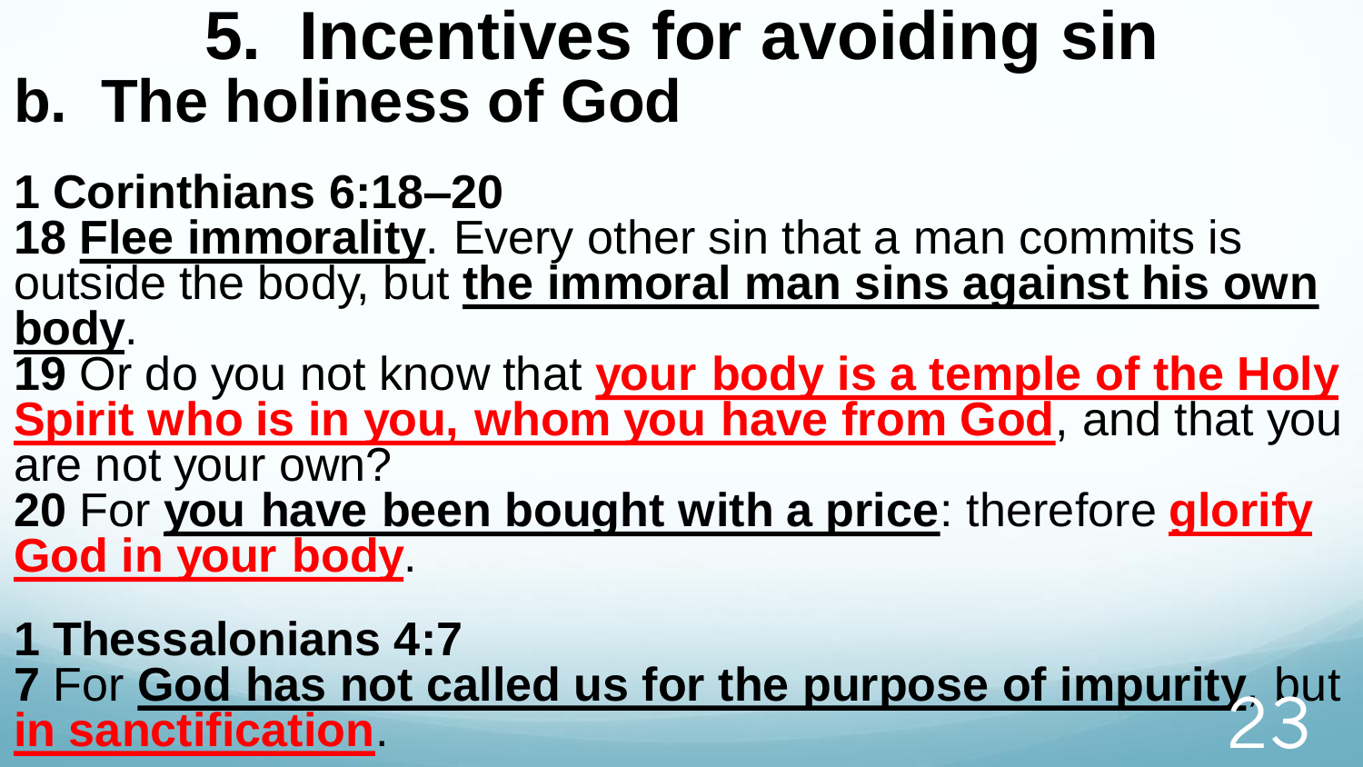# 5. Incentives for avoiding sin

## b. The holiness of God

**1 Corinthians 6:18–20**

**18** **Flee immorality**. Every other sin that a man commits is outside the body, but **the immoral man sins against his own body**.

**19** Or do you not know that **your body is a temple of the Holy Spirit who is in you, whom you have from God**, and that you are not your own?

**20** For **you have been bought with a price**: therefore **glorify God in your body**.

**1 Thessalonians 4:7**

**7** For **God has not called us for the purpose of impurity**, but **in sanctification**.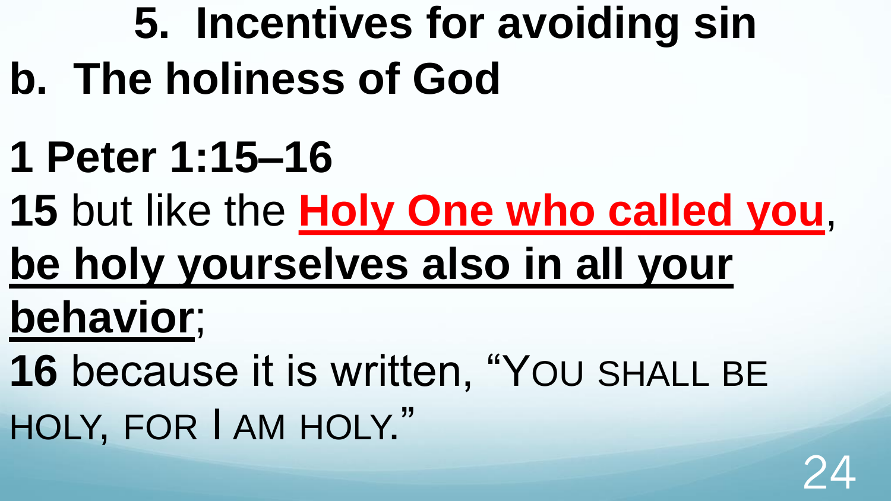# 5. Incentives for avoiding sin

## b. The holiness of God

**1 Peter 1:15–16**

**15** but like the **Holy One who called you**, **be holy yourselves also in all your behavior**;

**16** because it is written, "YOU SHALL BE HOLY, FOR I AM HOLY."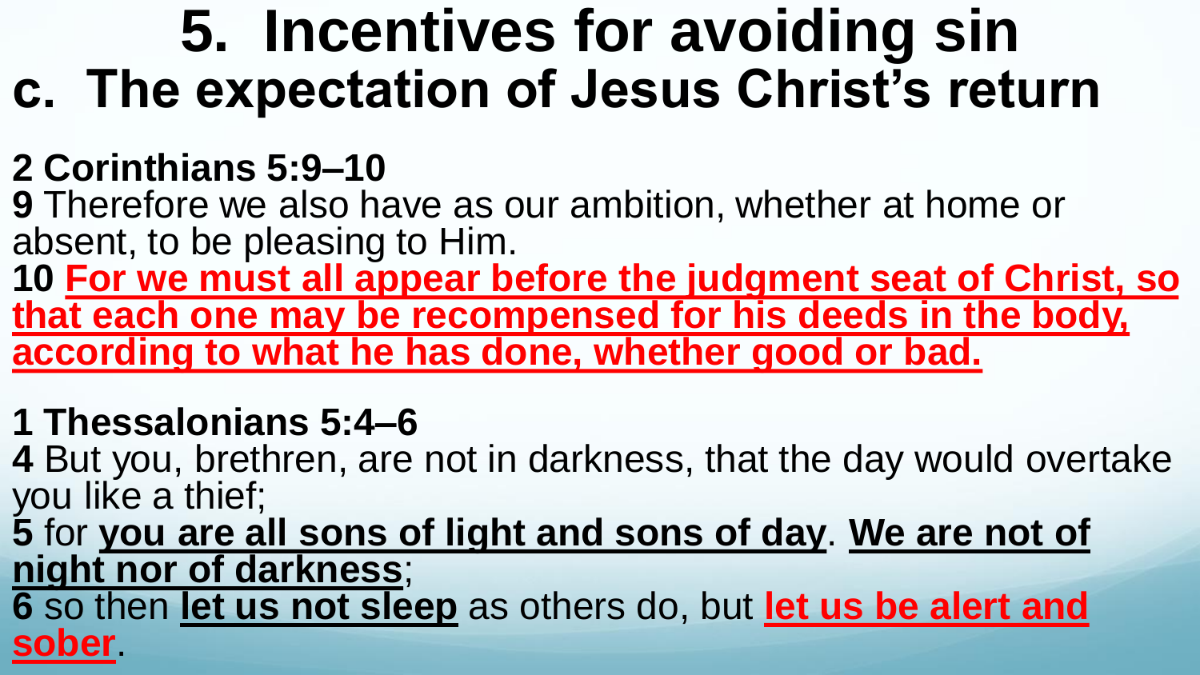# 5. Incentives for avoiding sin

## c. The expectation of Jesus Christ's return

**2 Corinthians 5:9–10**

**9** Therefore we also have as our ambition, whether at home or absent, to be pleasing to Him.

**10** **For we must all appear before the judgment seat of Christ, so that each one may be recompensed for his deeds in the body, according to what he has done, whether good or bad.**

**1 Thessalonians 5:4–6**

**4** But you, brethren, are not in darkness, that the day would overtake you like a thief;

**5** for **you are all sons of light and sons of day**. **We are not of night nor of darkness**;

**6** so then **let us not sleep** as others do, but **let us be alert and sober**.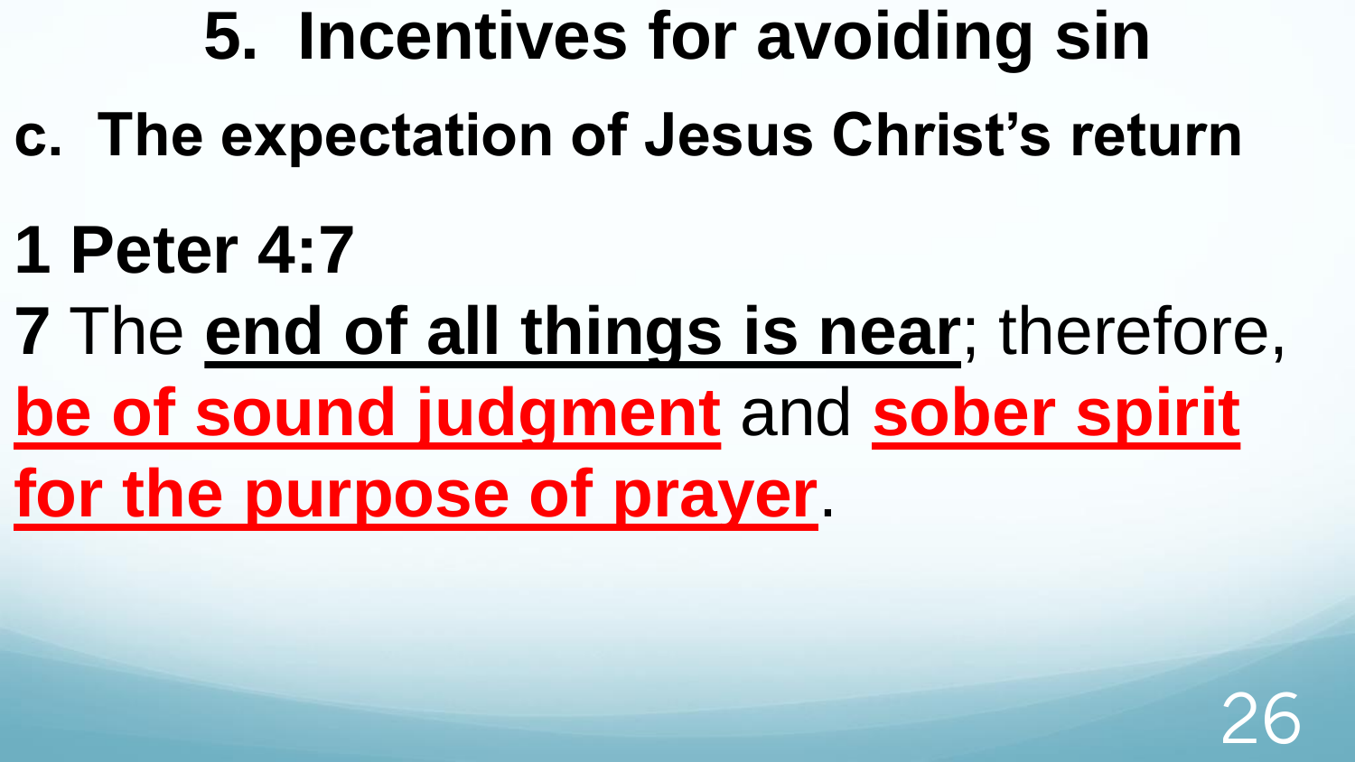# 5. Incentives for avoiding sin

## c. The expectation of Jesus Christ's return

**1 Peter 4:7**

**7** The **end of all things is near**; therefore, **be of sound judgment** and **sober spirit for the purpose of prayer**.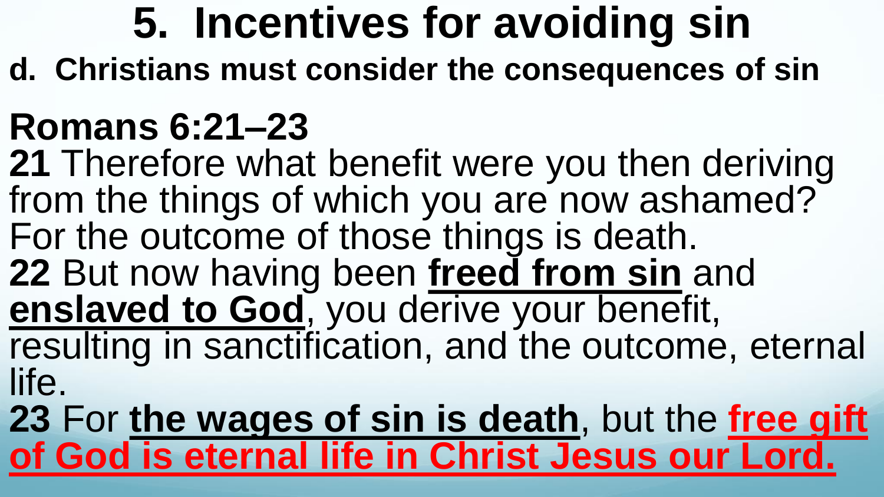# 5. Incentives for avoiding sin

**d. Christians must consider the consequences of sin**

## Romans 6:21–23

**21** Therefore what benefit were you then deriving from the things of which you are now ashamed? For the outcome of those things is death.
**22** But now having been **freed from sin** and **enslaved to God**, you derive your benefit, resulting in sanctification, and the outcome, eternal life.
**23** For **the wages of sin is death**, but the **free gift of God is eternal life in Christ Jesus our Lord.**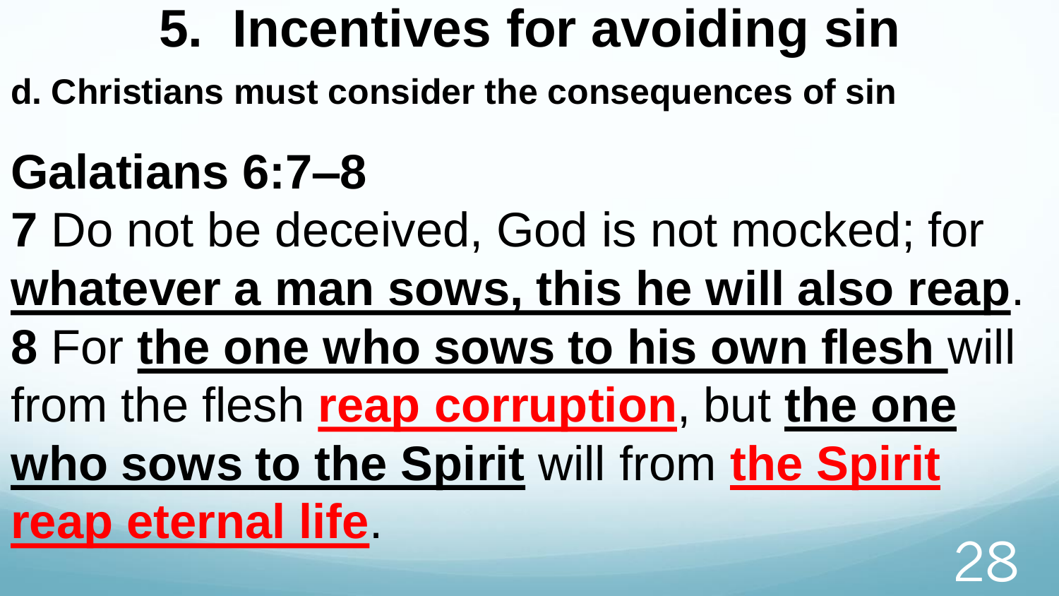# 5. Incentives for avoiding sin

**d. Christians must consider the consequences of sin**

## Galatians 6:7–8

**7** Do not be deceived, God is not mocked; for **whatever a man sows, this he will also reap**. **8** For **the one who sows to his own flesh** will from the flesh **reap corruption**, but **the one who sows to the Spirit** will from **the Spirit reap eternal life**.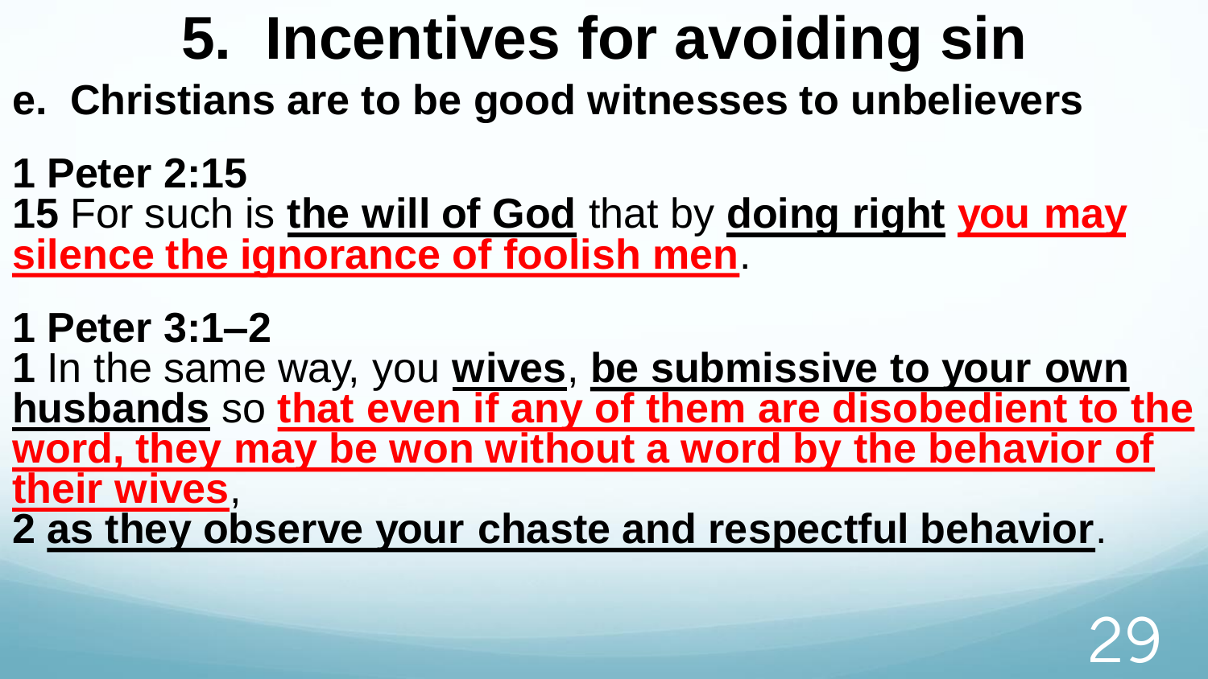# 5. Incentives for avoiding sin

**e. Christians are to be good witnesses to unbelievers**

**1 Peter 2:15**

**15** For such is **the will of God** that by **doing right** **you may silence the ignorance of foolish men**.

**1 Peter 3:1–2**

**1** In the same way, you **wives**, **be submissive to your own husbands** so **that even if any of them are disobedient to the word, they may be won without a word by the behavior of their wives**,

**2** **as they observe your chaste and respectful behavior**.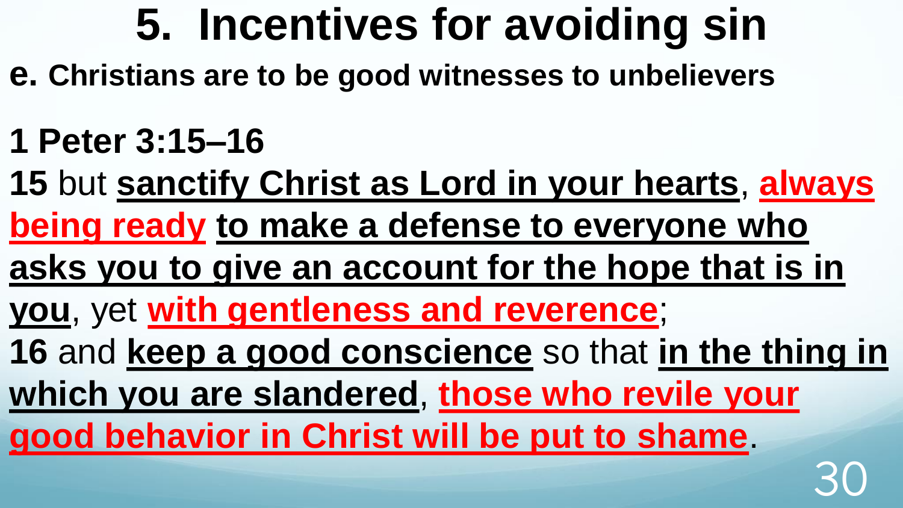# 5. Incentives for avoiding sin

**e. Christians are to be good witnesses to unbelievers**

**1 Peter 3:15–16**

**15** but **sanctify Christ as Lord in your hearts**, **always being ready** **to make a defense to everyone who asks you to give an account for the hope that is in you**, yet **with gentleness and reverence**;

**16** and **keep a good conscience** so that **in the thing in which you are slandered**, **those who revile your good behavior in Christ will be put to shame**.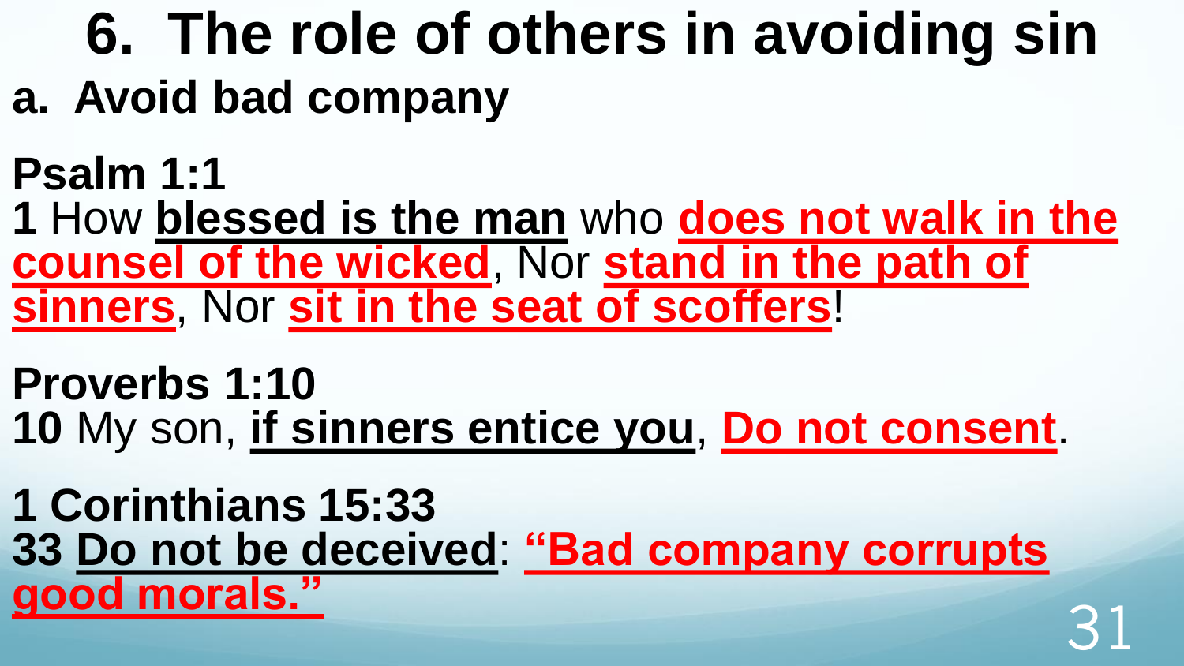# 6. The role of others in avoiding sin

## a. Avoid bad company

**Psalm 1:1**
**1** How **blessed is the man** who **does not walk in the counsel of the wicked**, Nor **stand in the path of sinners**, Nor **sit in the seat of scoffers**!

**Proverbs 1:10**
**10** My son, **if sinners entice you**, **Do not consent**.

**1 Corinthians 15:33**
**33 Do not be deceived**: **"Bad company corrupts good morals."**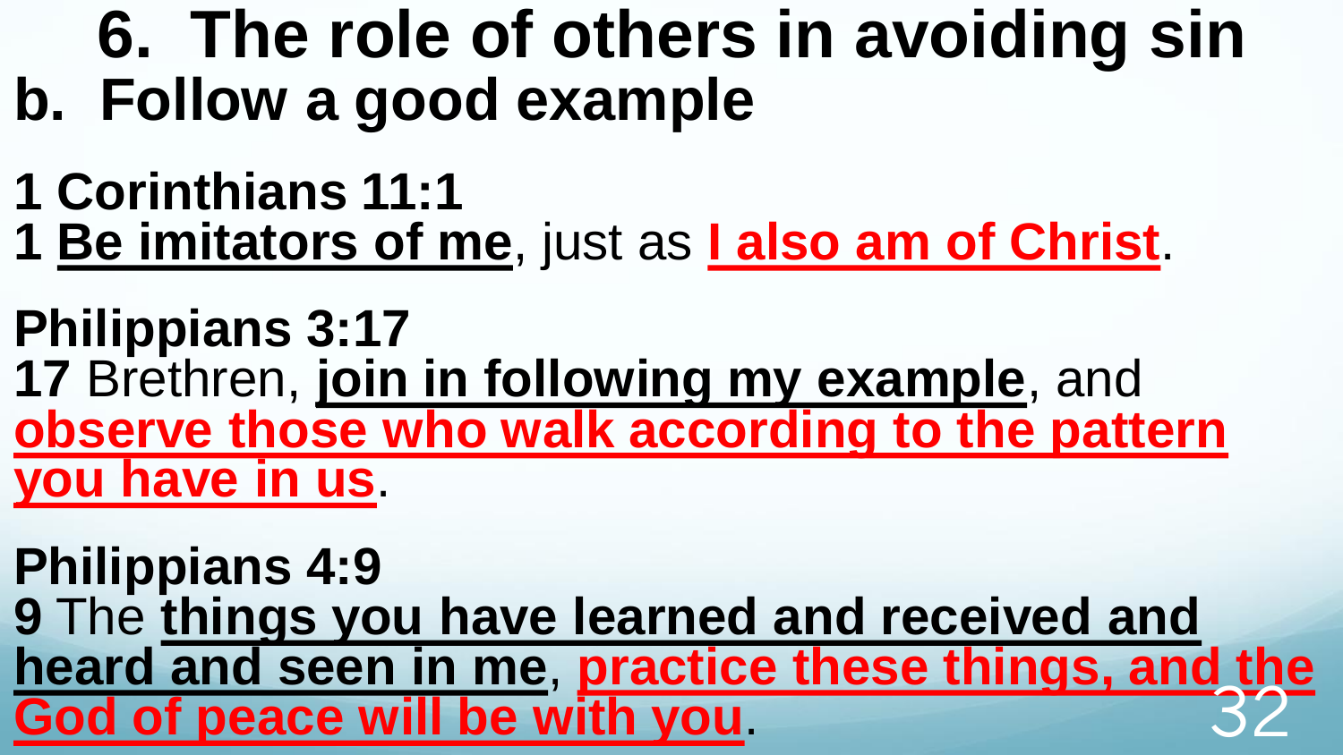# 6. The role of others in avoiding sin

## b. Follow a good example

**1 Corinthians 11:1**

**1** **Be imitators of me**, just as **I also am of Christ**.

**Philippians 3:17**

**17** Brethren, **join in following my example**, and **observe those who walk according to the pattern you have in us**.

**Philippians 4:9**

**9** The **things you have learned and received and heard and seen in me**, **practice these things, and the God of peace will be with you**.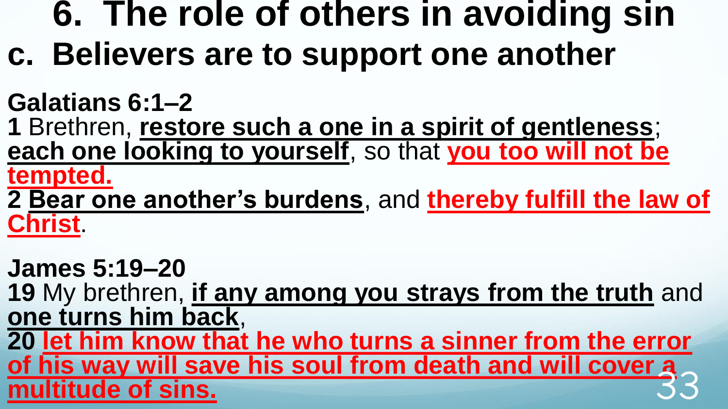# 6. The role of others in avoiding sin

## c. Believers are to support one another

**Galatians 6:1–2**

**1** Brethren, **restore such a one in a spirit of gentleness**; **each one looking to yourself**, so that **you too will not be tempted.**

**2** **Bear one another's burdens**, and **thereby fulfill the law of Christ**.

**James 5:19–20**

**19** My brethren, **if any among you strays from the truth** and **one turns him back**,

**20** **let him know that he who turns a sinner from the error of his way will save his soul from death and will cover a multitude of sins.**